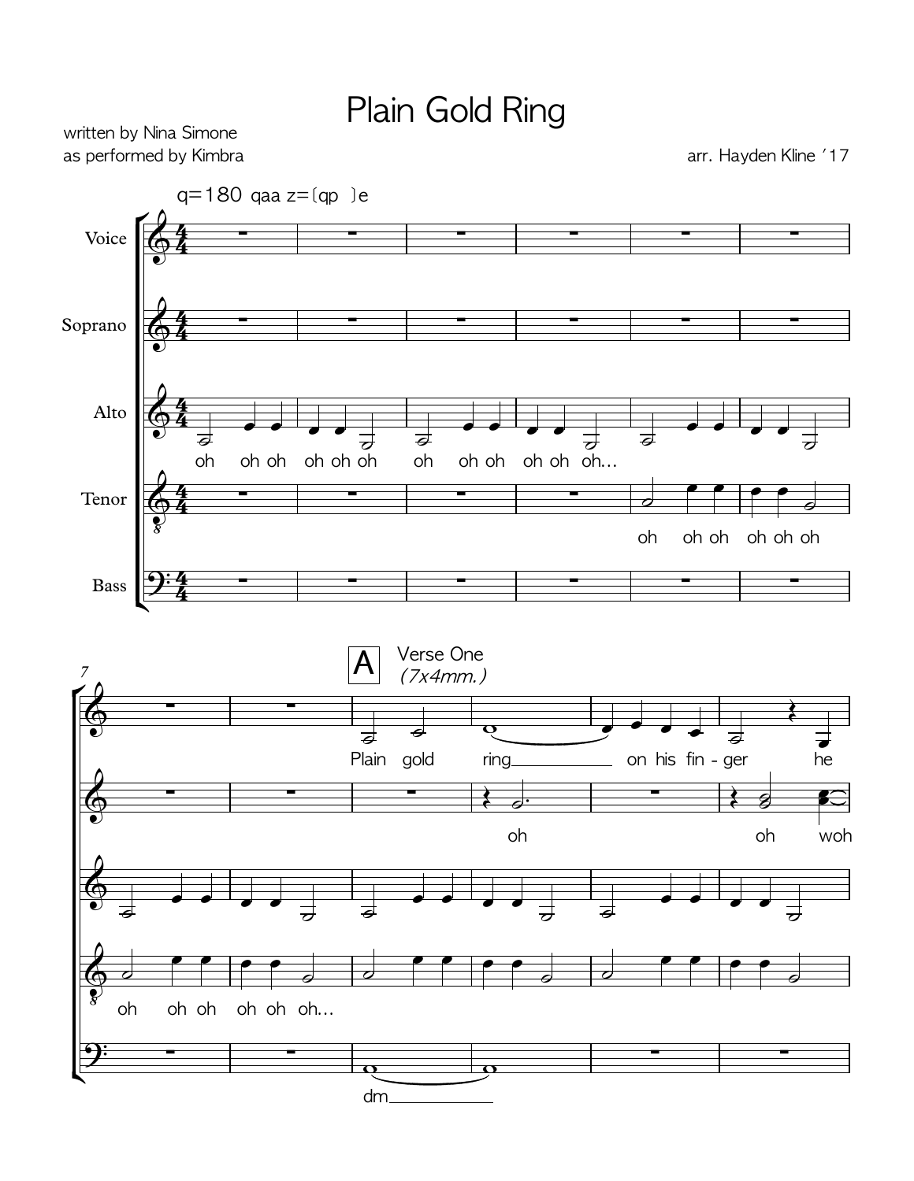# Plain Gold Ring

written by Nina Simone
as performed by Kimbra

arr. Hayden Kline '17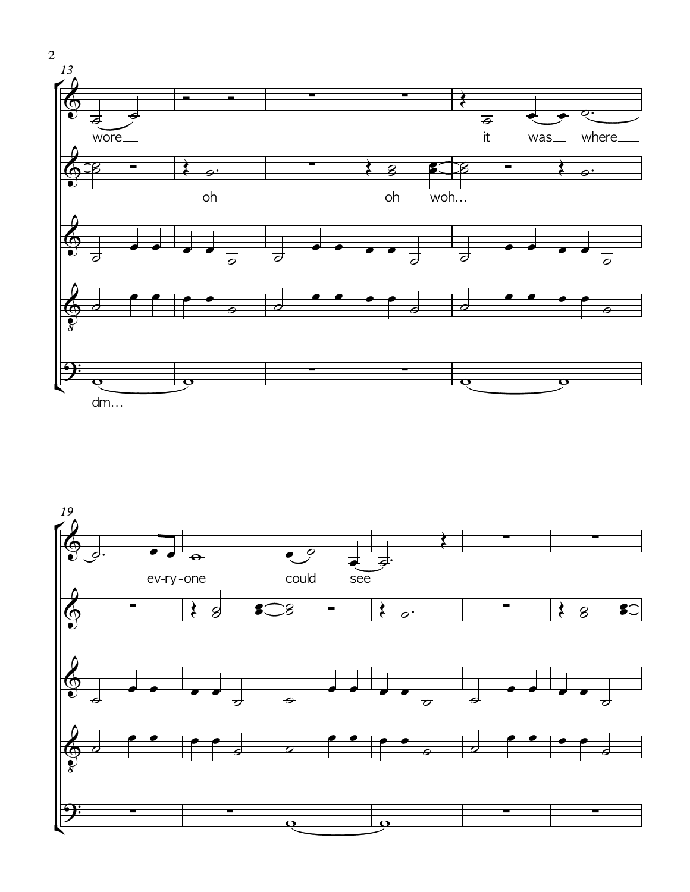wore it was where

oh oh woh...

dm...

ev-ry-one could see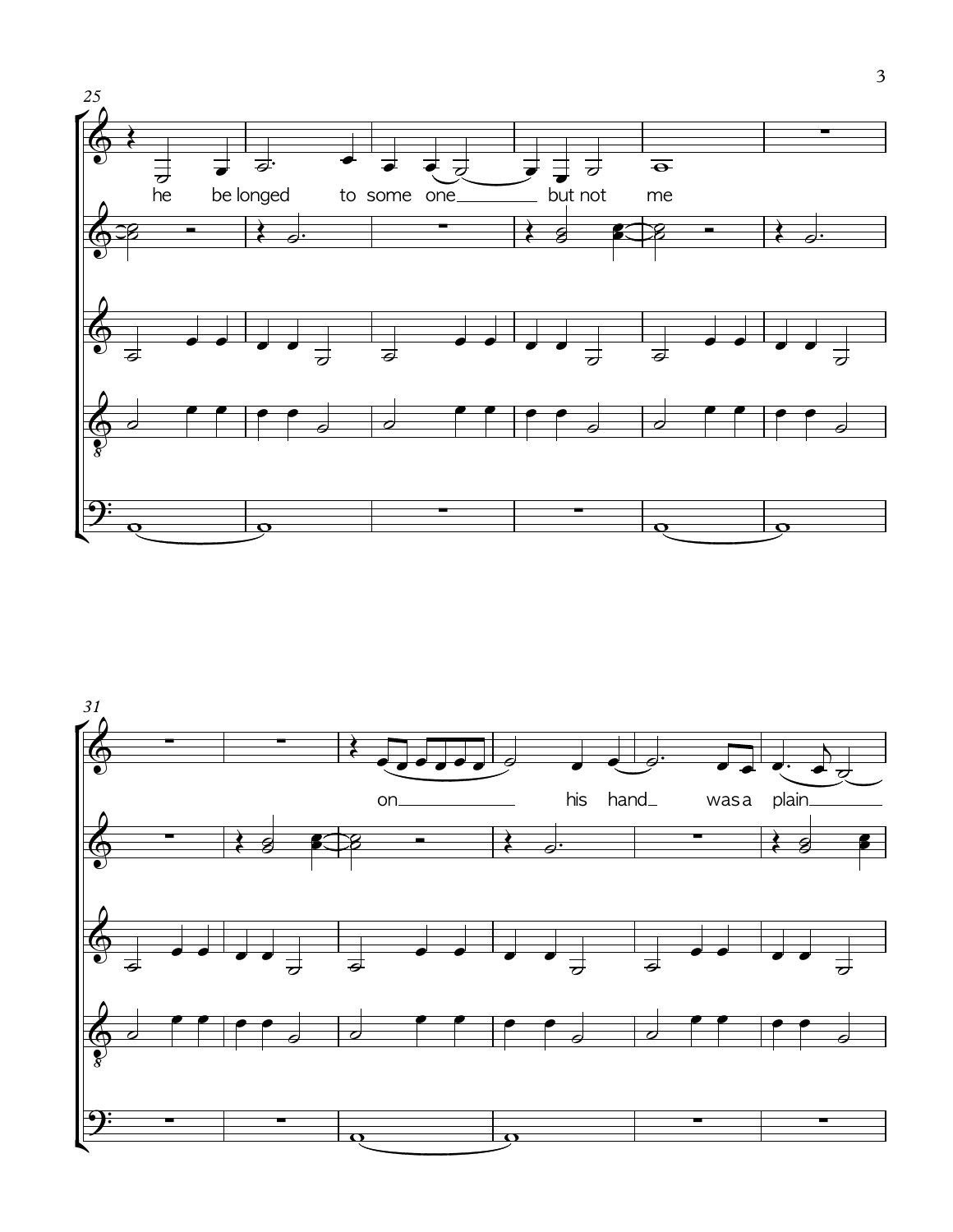25

he be longed to some one but not me

31

on his hand was a plain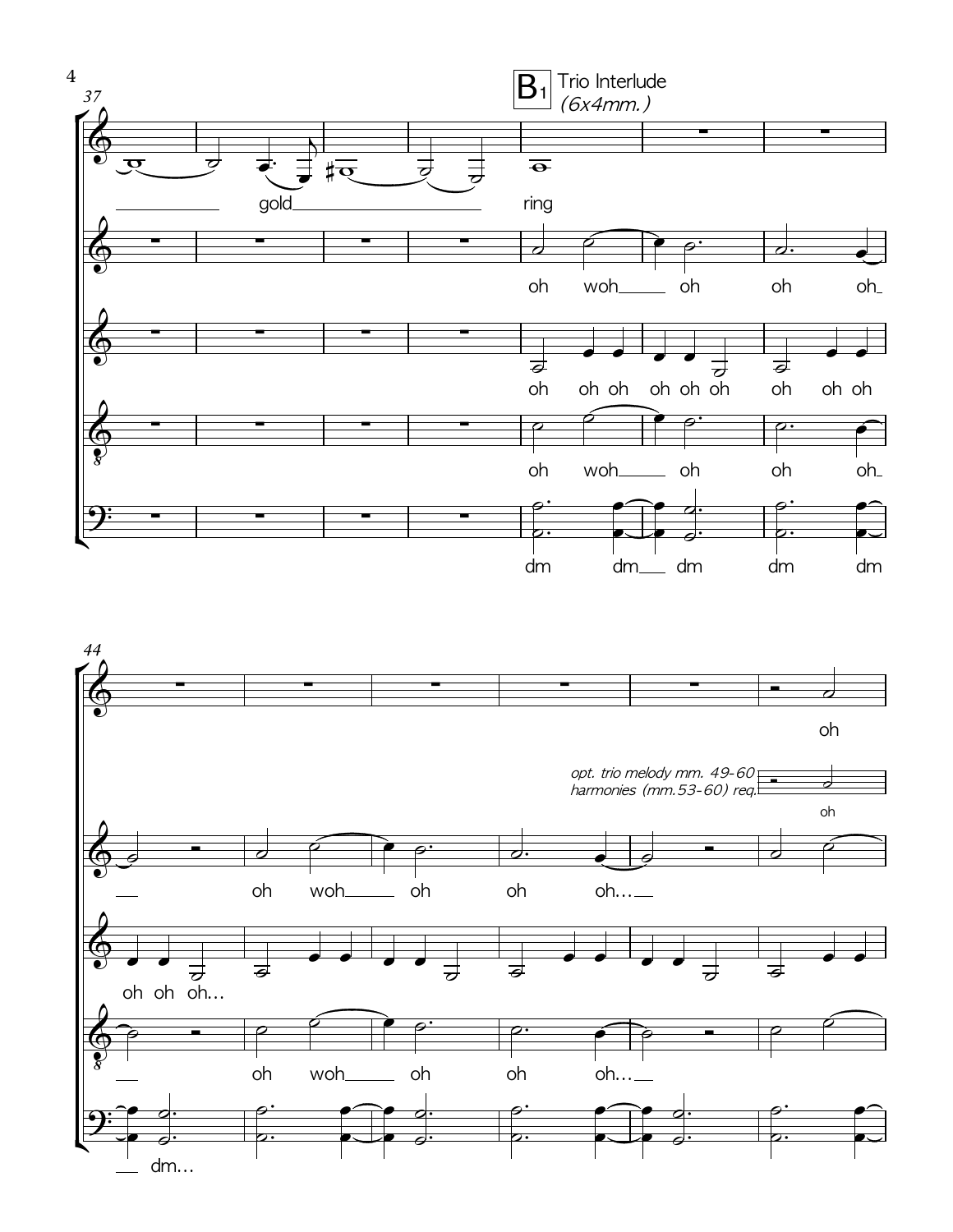## B1 Trio Interlude

*(6x4mm.)*

37

gold ring

oh woh oh oh oh

oh oh oh oh oh oh oh oh oh

oh woh oh oh oh

dm dm dm dm dm

44

oh

*opt. trio melody mm. 49-60*
*harmonies (mm.53-60) req.*

oh

oh woh oh oh oh…

oh oh oh…

oh woh oh oh oh…

dm…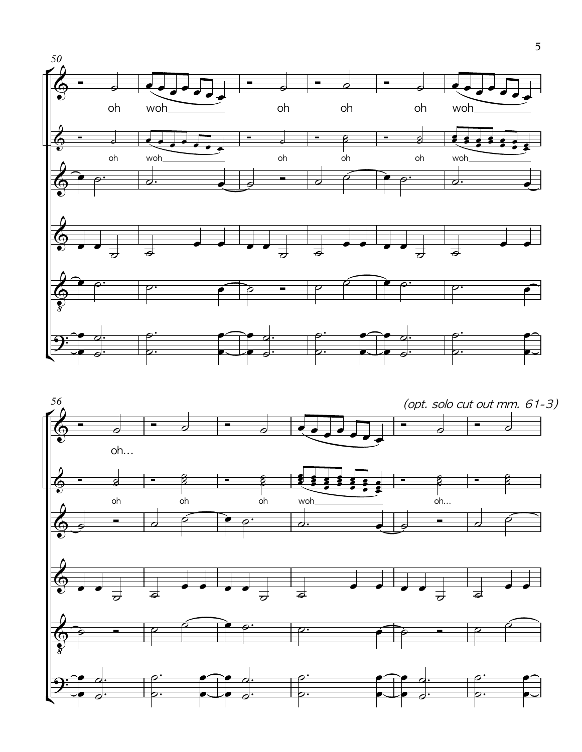50

oh woh oh oh oh woh

oh woh oh oh oh woh

56

(opt. solo cut out mm. 61-3)

oh...

oh oh oh woh oh...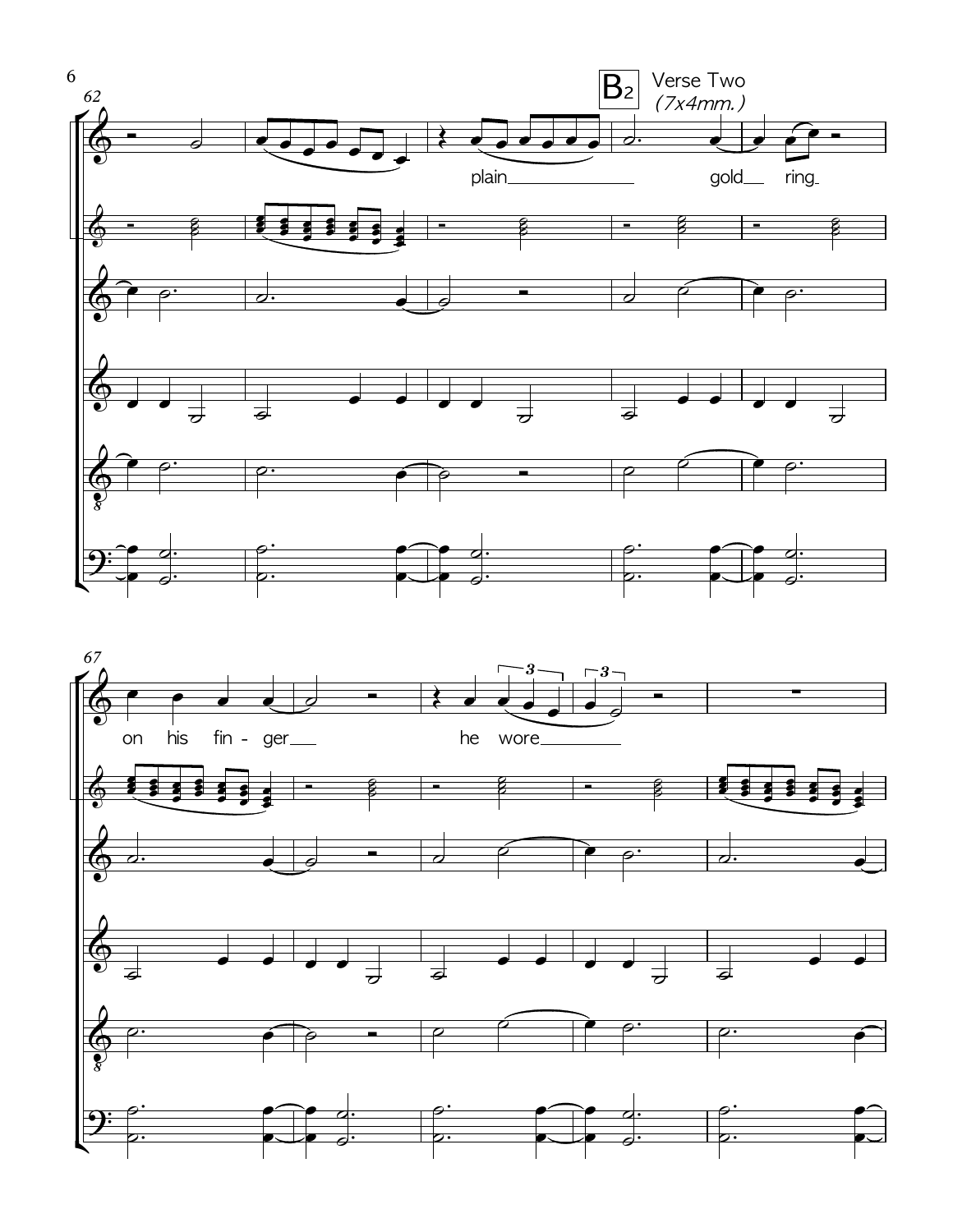B2 Verse Two
*(7x4mm.)*

plain gold ring

on his fin - ger he wore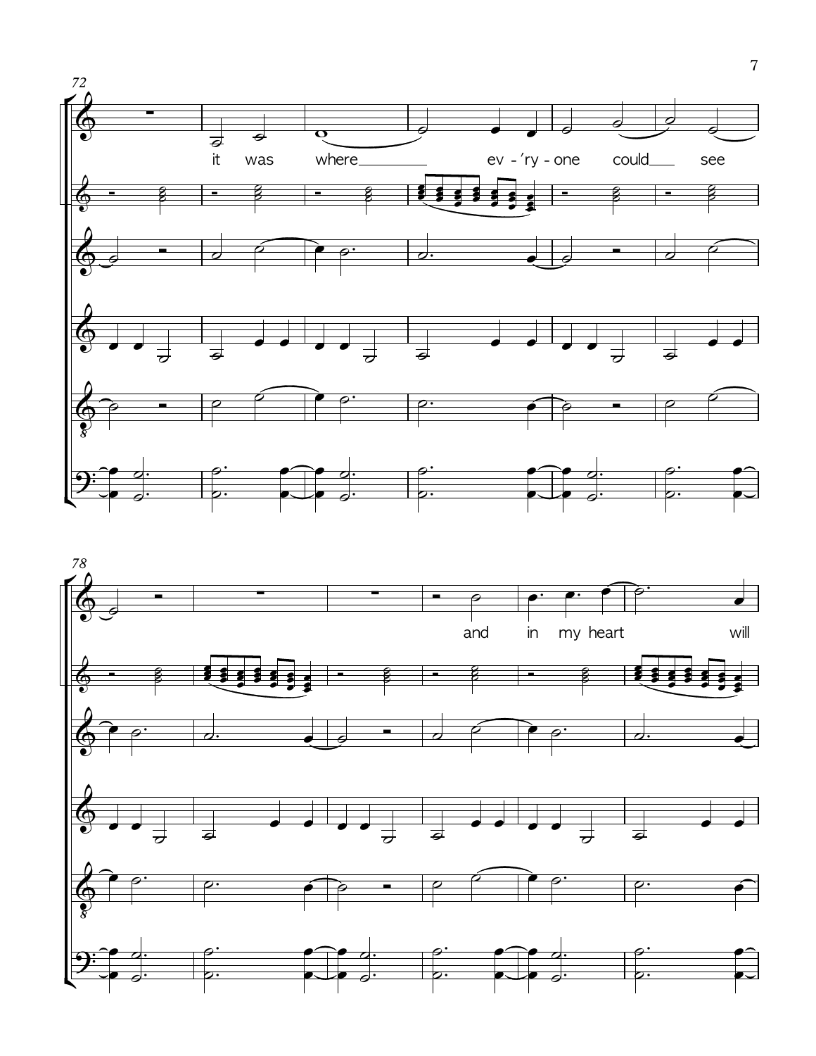72

it was where ev - 'ry - one could see

78

and in my heart will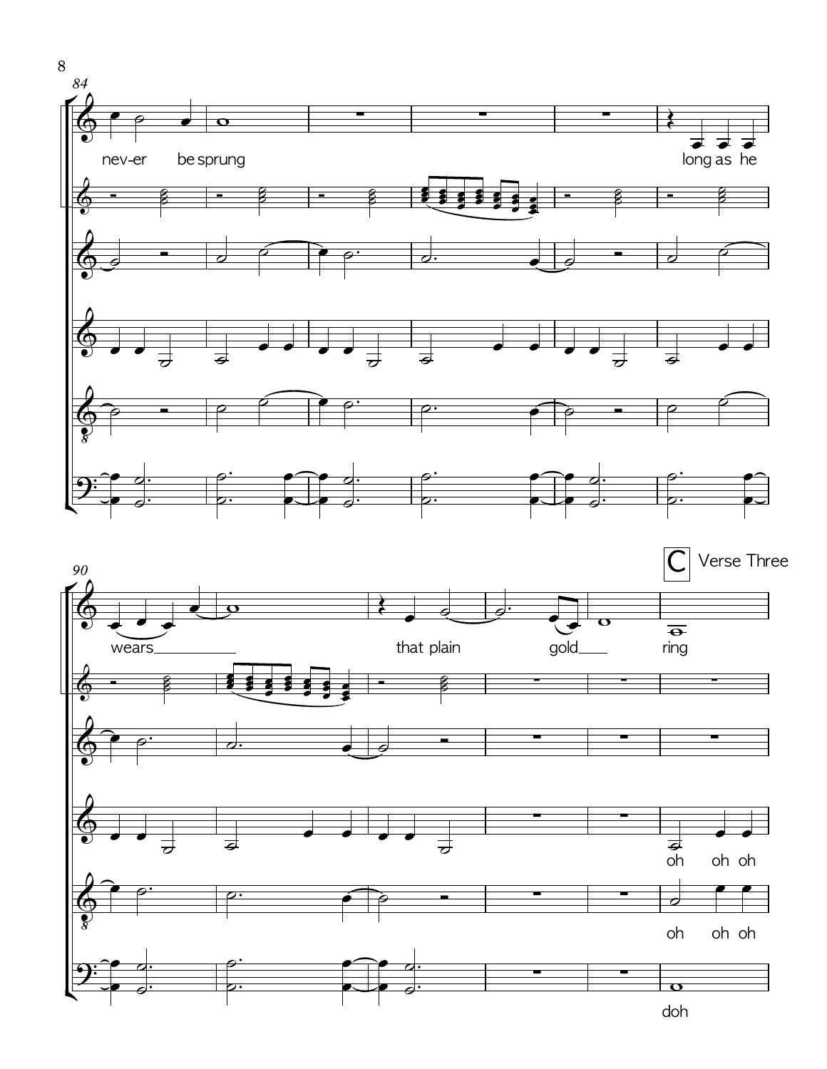**C** Verse Three

nev-er be sprung

long as he wears that plain gold ring

oh oh oh

oh oh oh

doh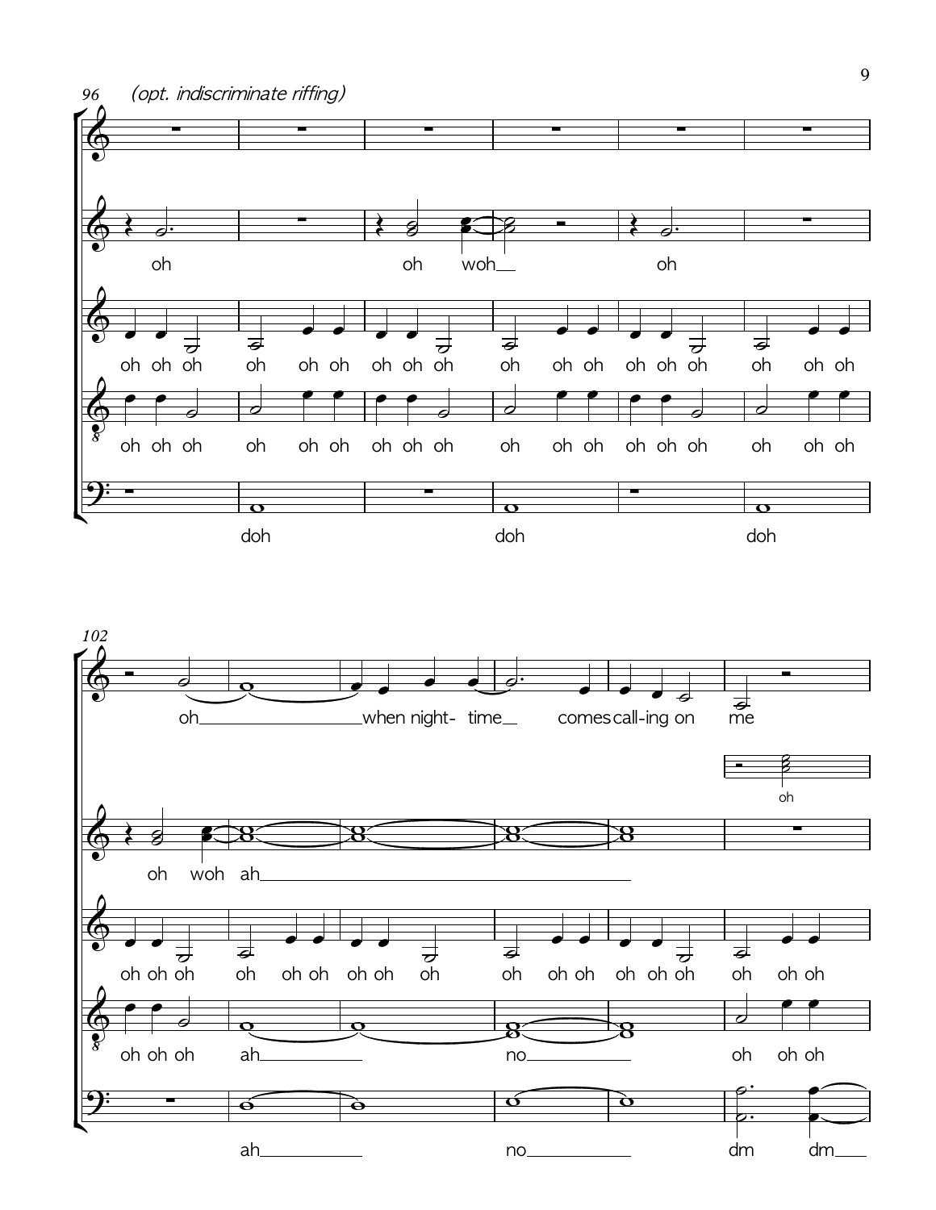*(opt. indiscriminate riffing)*

96

oh

oh woh oh

oh oh oh oh oh oh oh oh oh oh oh oh oh oh oh oh oh oh oh oh oh oh oh oh

oh oh oh oh oh oh oh oh oh oh oh oh oh oh oh oh oh oh oh oh oh oh oh oh

doh doh doh

102

oh when night- time comes call-ing on me

oh

oh woh ah

oh oh oh oh oh oh oh oh oh oh oh oh oh oh oh oh oh oh oh oh oh oh oh oh

oh oh oh ah no oh oh oh

ah no dm dm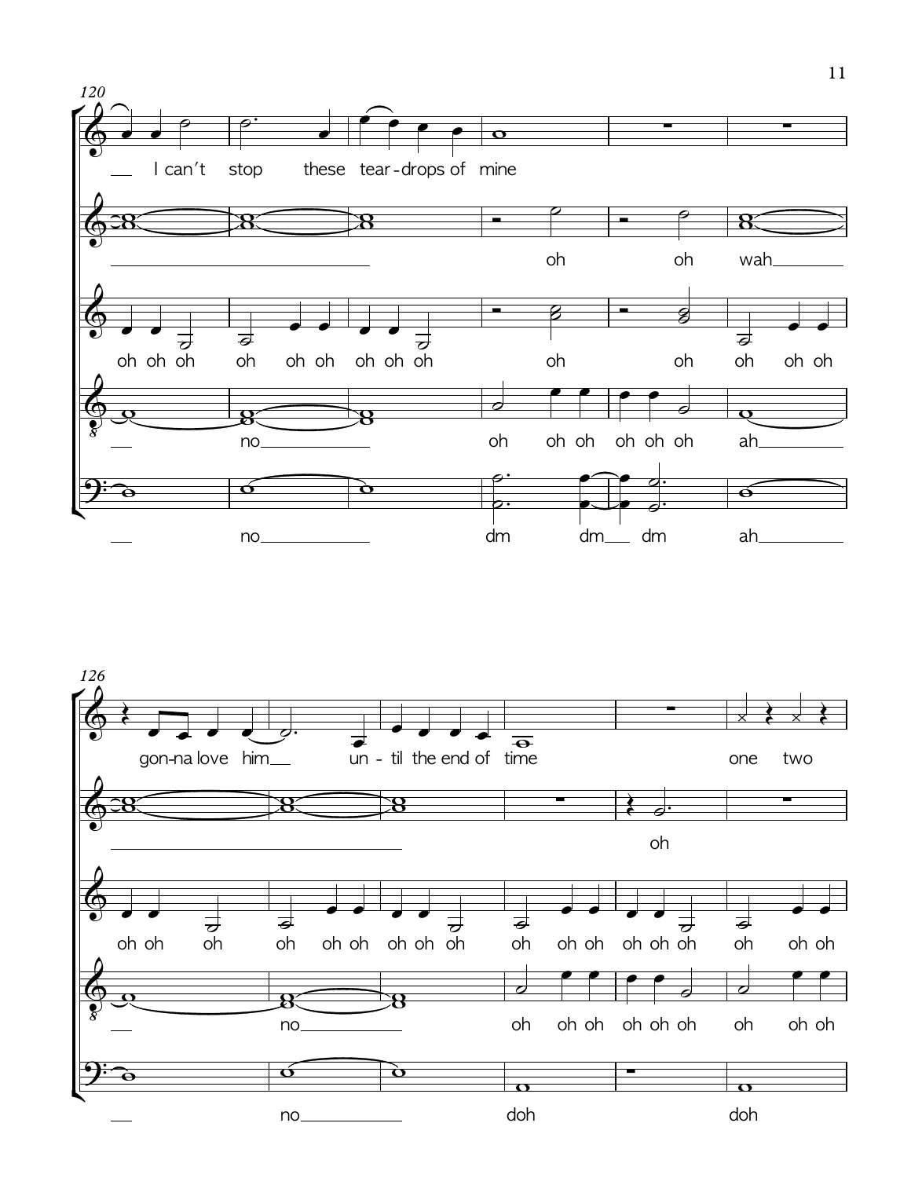120

I can't stop these tear-drops of mine

oh oh wah

oh oh oh oh oh oh oh oh oh oh oh oh oh oh

no oh oh oh oh oh oh ah

no dm dm dm ah

126

gon-na love him un - til the end of time one two

oh

oh oh oh oh oh oh oh oh oh oh oh oh oh oh oh oh oh

no oh oh oh oh oh oh oh oh oh

no doh doh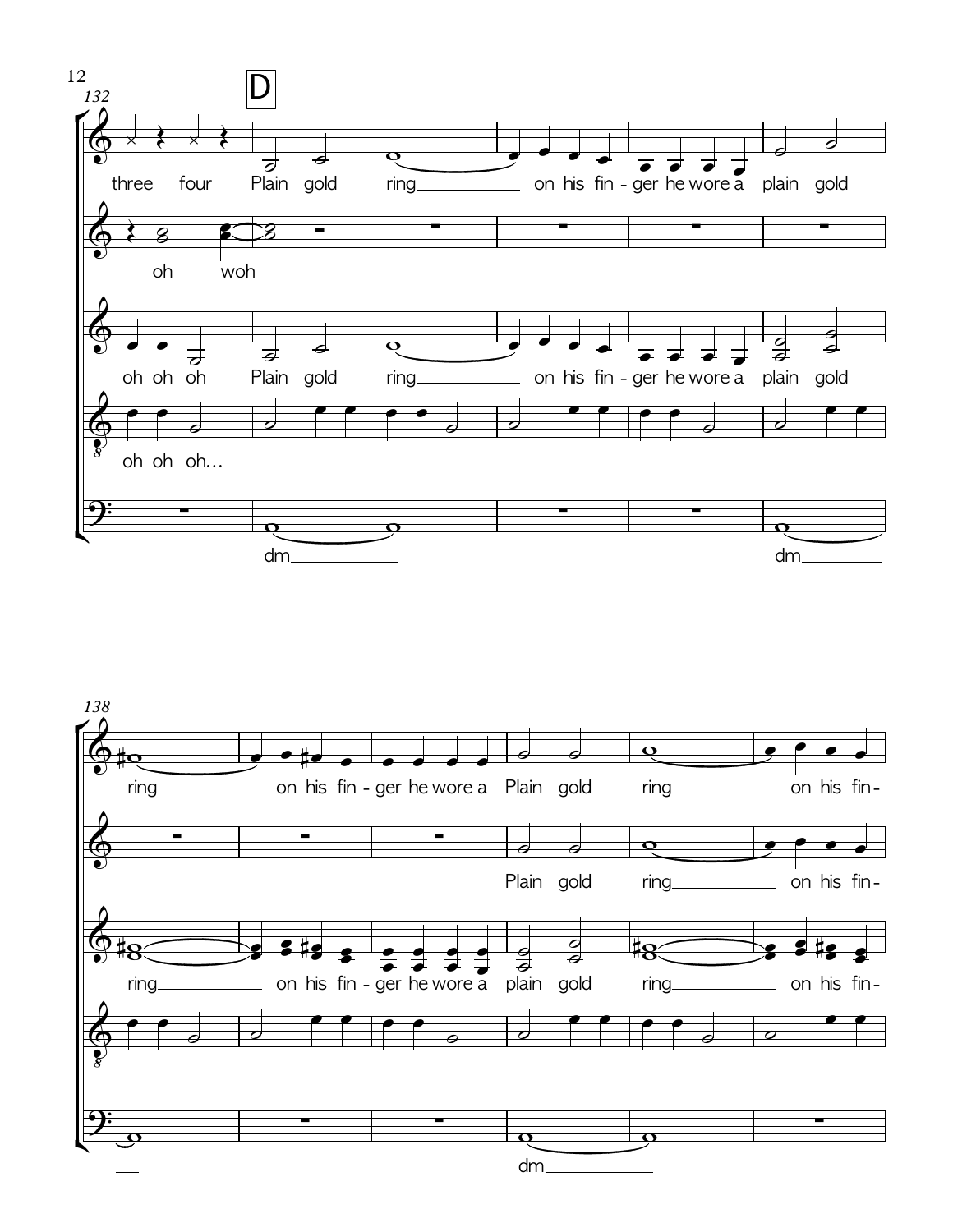132

D

three four Plain gold ring on his fin - ger he wore a plain gold

oh woh

oh oh oh Plain gold ring on his fin - ger he wore a plain gold

oh oh oh...

dm dm

138

ring on his fin - ger he wore a Plain gold ring on his fin -

Plain gold ring on his fin -

ring on his fin - ger he wore a plain gold ring on his fin -

dm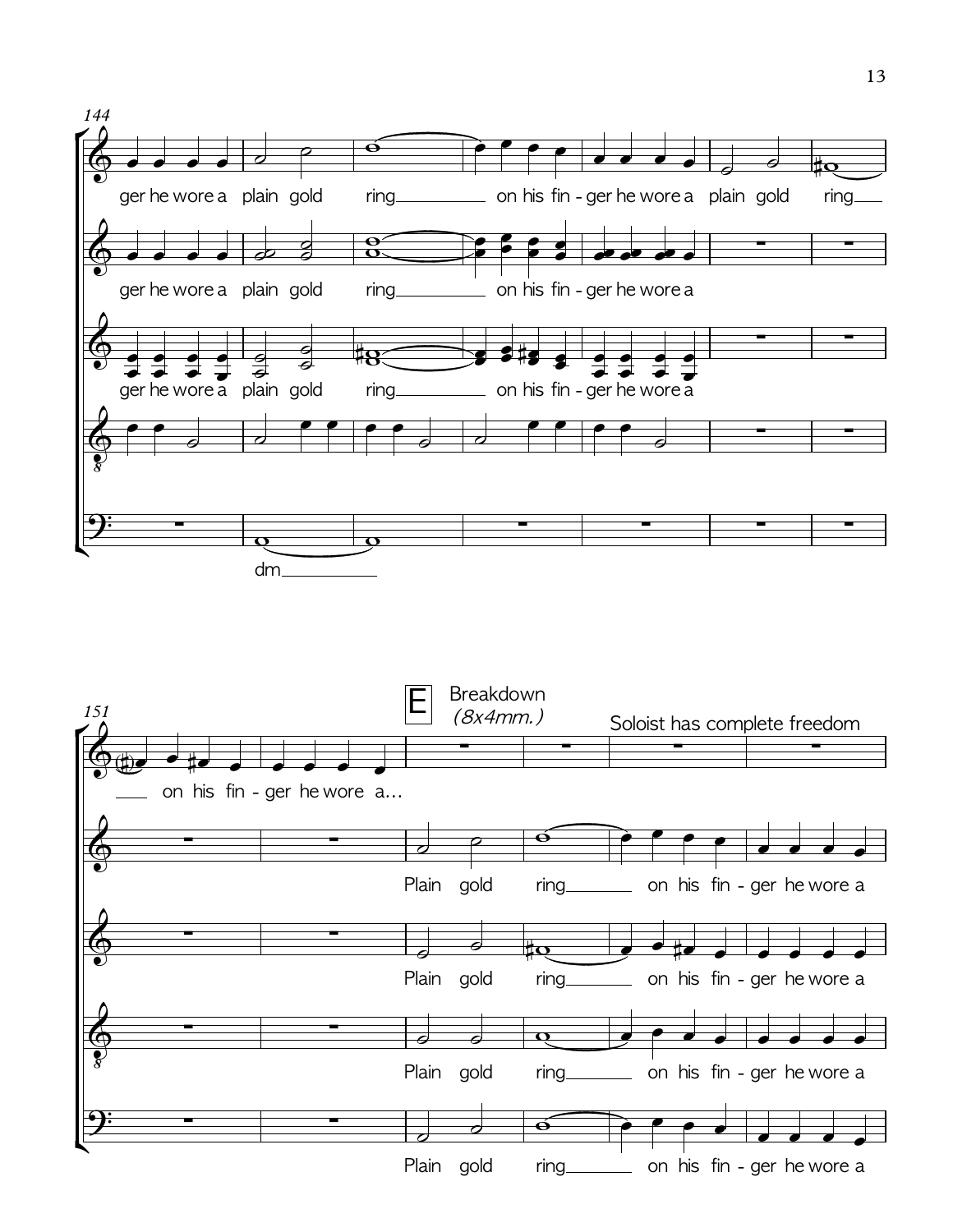144

ger he wore a plain gold ring on his fin - ger he wore a plain gold ring

ger he wore a plain gold ring on his fin - ger he wore a

ger he wore a plain gold ring on his fin - ger he wore a

dm

151

E Breakdown *(8x4mm.)*

Soloist has complete freedom

on his fin - ger he wore a...

Plain gold ring on his fin - ger he wore a

Plain gold ring on his fin - ger he wore a

Plain gold ring on his fin - ger he wore a

Plain gold ring on his fin - ger he wore a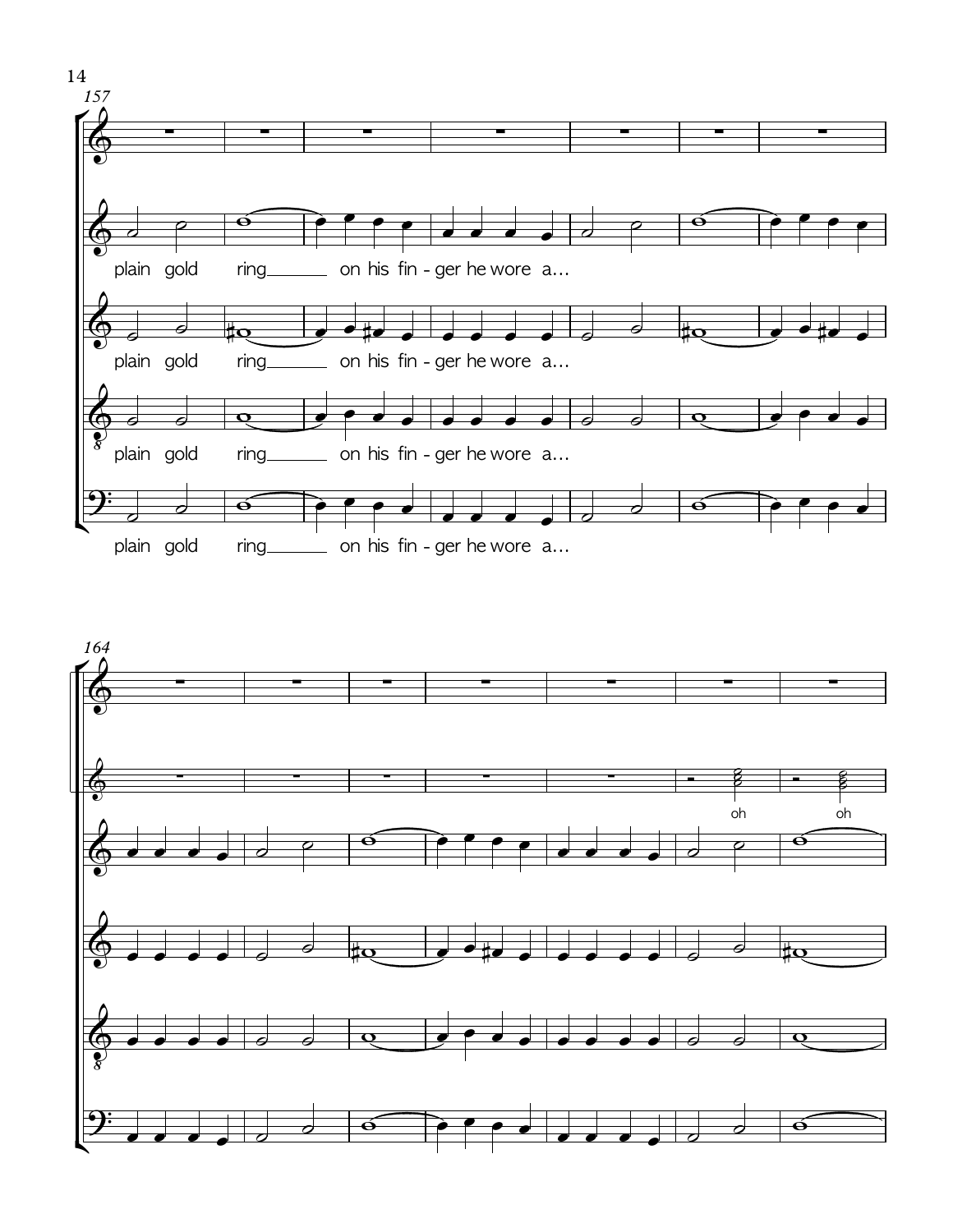157

plain gold ring on his fin - ger he wore a...

plain gold ring on his fin - ger he wore a...

plain gold ring on his fin - ger he wore a...

plain gold ring on his fin - ger he wore a...

164

oh oh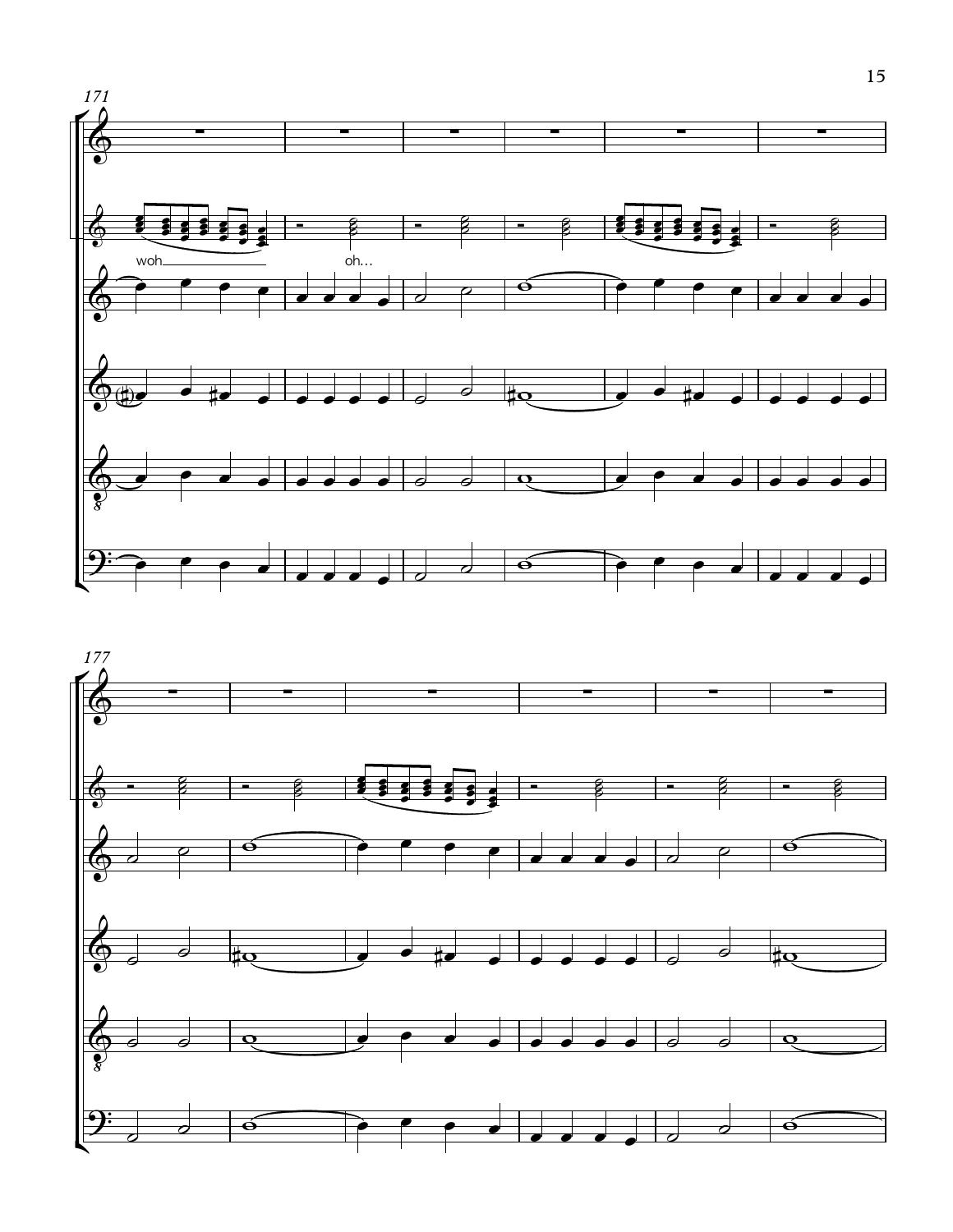171

woh oh...

177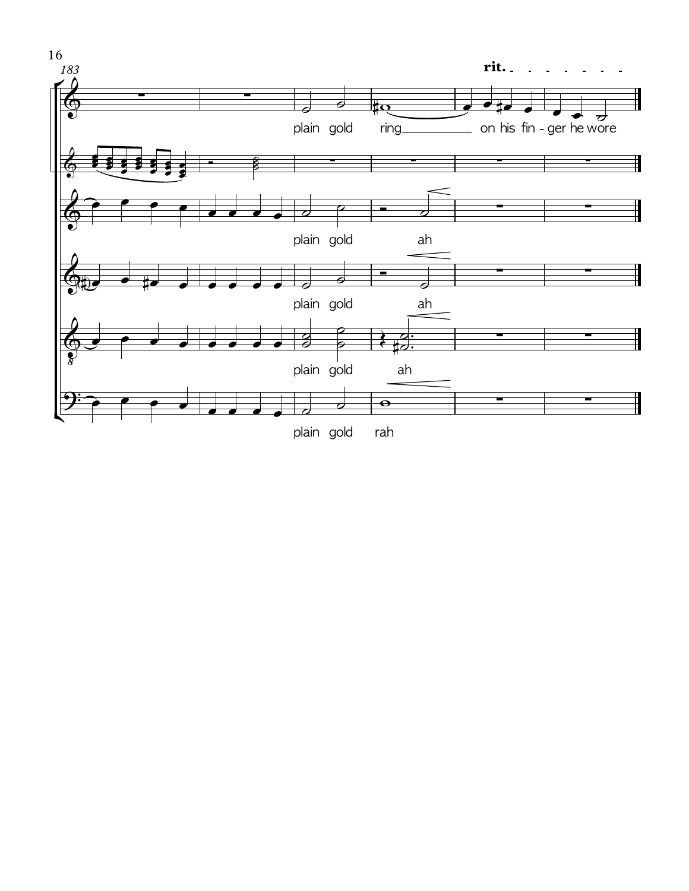183

rit.

plain gold ring on his fin - ger he wore

plain gold ah

plain gold ah

plain gold ah

plain gold rah